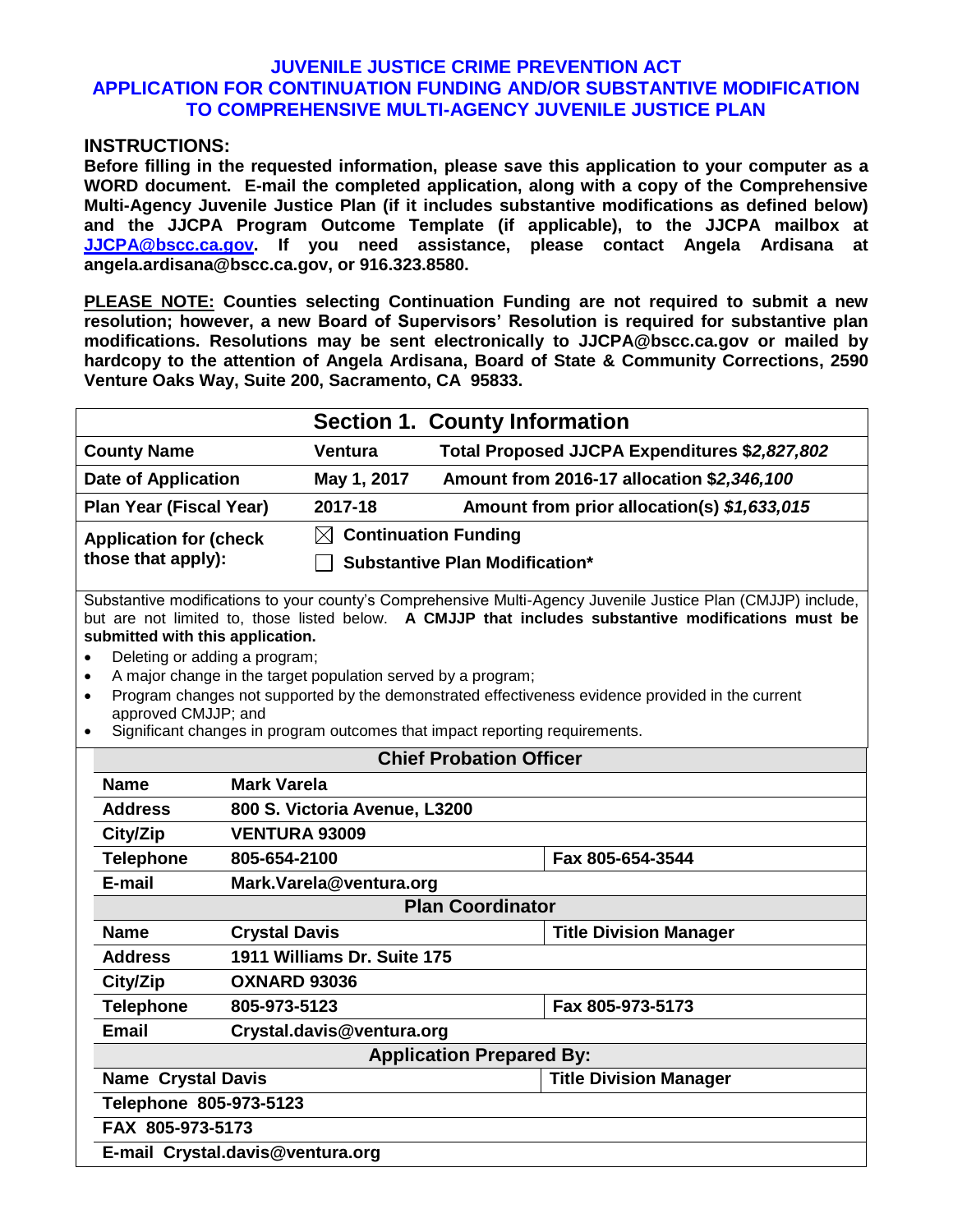# JUVENILE JUSTICE CRIME PREVENTION ACT
# APPLICATION FOR CONTINUATION FUNDING AND/OR SUBSTANTIVE MODIFICATION TO COMPREHENSIVE MULTI-AGENCY JUVENILE JUSTICE PLAN

## INSTRUCTIONS:

**Before filling in the requested information, please save this application to your computer as a WORD document. E-mail the completed application, along with a copy of the Comprehensive Multi-Agency Juvenile Justice Plan (if it includes substantive modifications as defined below) and the JJCPA Program Outcome Template (if applicable), to the JJCPA mailbox at JJCPA@bscc.ca.gov. If you need assistance, please contact Angela Ardisana at angela.ardisana@bscc.ca.gov, or 916.323.8580.**

**PLEASE NOTE: Counties selecting Continuation Funding are not required to submit a new resolution; however, a new Board of Supervisors' Resolution is required for substantive plan modifications. Resolutions may be sent electronically to JJCPA@bscc.ca.gov or mailed by hardcopy to the attention of Angela Ardisana, Board of State & Community Corrections, 2590 Venture Oaks Way, Suite 200, Sacramento, CA 95833.**

## Section 1. County Information

| | | |
|---|---|---|
| **County Name** | **Ventura** | **Total Proposed JJCPA Expenditures $*2,827,802*** |
| **Date of Application** | **May 1, 2017** | **Amount from 2016-17 allocation $*2,346,100*** |
| **Plan Year (Fiscal Year)** | **2017-18** | **Amount from prior allocation(s) *$1,633,015*** |
| **Application for (check those that apply):** | ☒ **Continuation Funding**<br>☐ **Substantive Plan Modification*** | |

Substantive modifications to your county's Comprehensive Multi-Agency Juvenile Justice Plan (CMJJP) include, but are not limited to, those listed below. **A CMJJP that includes substantive modifications must be submitted with this application.**

- Deleting or adding a program;
- A major change in the target population served by a program;
- Program changes not supported by the demonstrated effectiveness evidence provided in the current approved CMJJP; and
- Significant changes in program outcomes that impact reporting requirements.

| **Chief Probation Officer** | | |
|---|---|---|
| **Name** | **Mark Varela** | |
| **Address** | **800 S. Victoria Avenue, L3200** | |
| **City/Zip** | **VENTURA 93009** | |
| **Telephone** | **805-654-2100** | **Fax 805-654-3544** |
| **E-mail** | **Mark.Varela@ventura.org** | |
| **Plan Coordinator** | | |
| **Name** | **Crystal Davis** | **Title Division Manager** |
| **Address** | **1911 Williams Dr. Suite 175** | |
| **City/Zip** | **OXNARD 93036** | |
| **Telephone** | **805-973-5123** | **Fax 805-973-5173** |
| **Email** | **Crystal.davis@ventura.org** | |
| **Application Prepared By:** | | |
| **Name Crystal Davis** | | **Title Division Manager** |
| **Telephone 805-973-5123** | | |
| **FAX 805-973-5173** | | |
| **E-mail Crystal.davis@ventura.org** | | |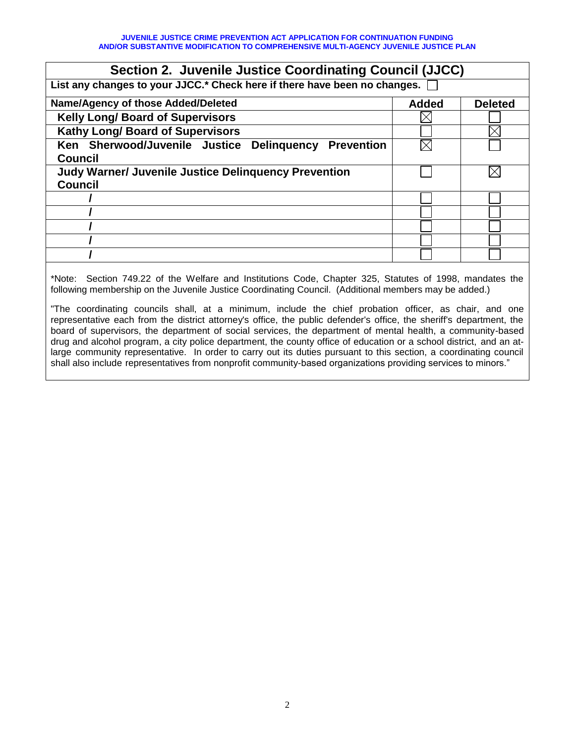**JUVENILE JUSTICE CRIME PREVENTION ACT APPLICATION FOR CONTINUATION FUNDING AND/OR SUBSTANTIVE MODIFICATION TO COMPREHENSIVE MULTI-AGENCY JUVENILE JUSTICE PLAN**

## Section 2. Juvenile Justice Coordinating Council (JJCC)

**List any changes to your JJCC.* Check here if there have been no changes.** ☐

| Name/Agency of those Added/Deleted | Added | Deleted |
|---|---|---|
| Kelly Long/ Board of Supervisors | ☒ | ☐ |
| Kathy Long/ Board of Supervisors | ☐ | ☒ |
| Ken Sherwood/Juvenile Justice Delinquency Prevention Council | ☒ | ☐ |
| Judy Warner/ Juvenile Justice Delinquency Prevention Council | ☐ | ☒ |
| / | ☐ | ☐ |
| / | ☐ | ☐ |
| / | ☐ | ☐ |
| / | ☐ | ☐ |
| / | ☐ | ☐ |

*Note: Section 749.22 of the Welfare and Institutions Code, Chapter 325, Statutes of 1998, mandates the following membership on the Juvenile Justice Coordinating Council. (Additional members may be added.)

"The coordinating councils shall, at a minimum, include the chief probation officer, as chair, and one representative each from the district attorney's office, the public defender's office, the sheriff's department, the board of supervisors, the department of social services, the department of mental health, a community-based drug and alcohol program, a city police department, the county office of education or a school district, and an at-large community representative. In order to carry out its duties pursuant to this section, a coordinating council shall also include representatives from nonprofit community-based organizations providing services to minors."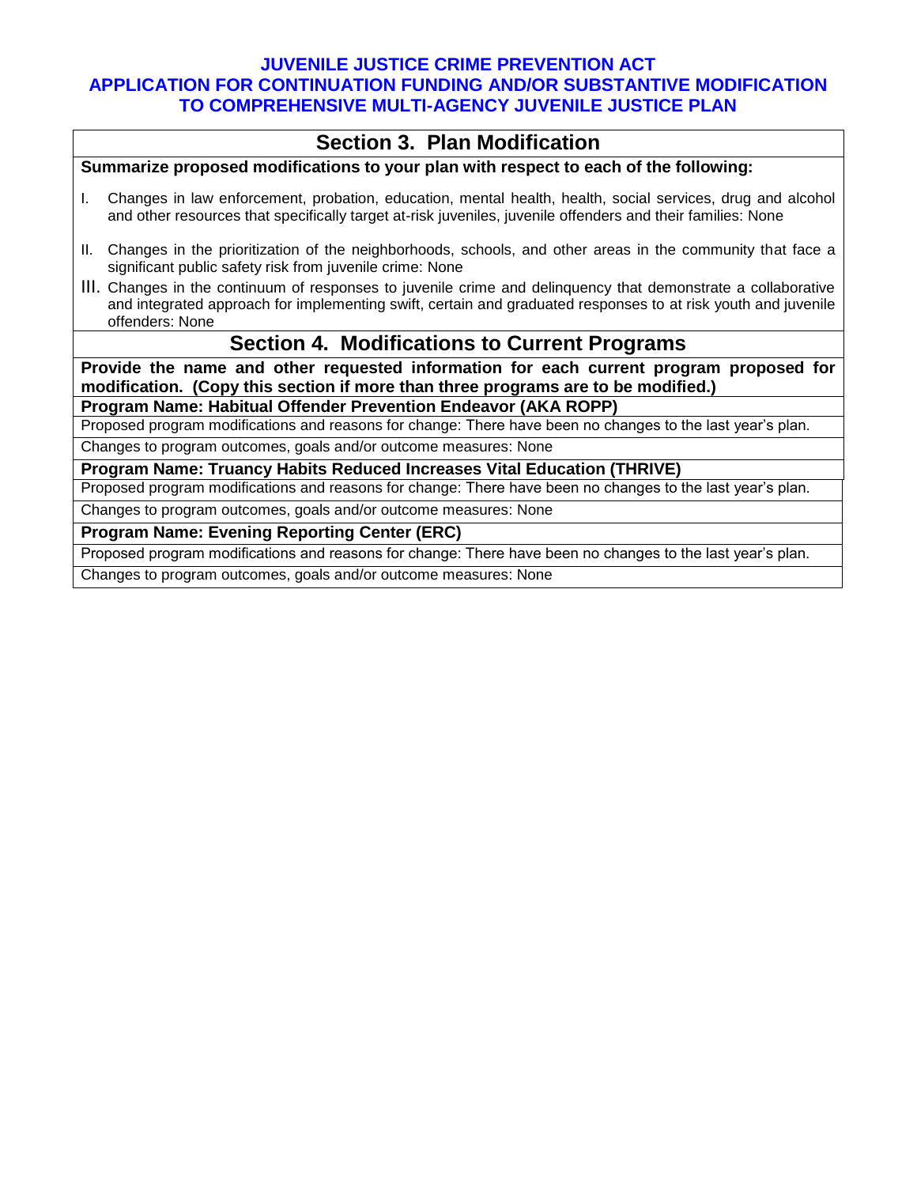# JUVENILE JUSTICE CRIME PREVENTION ACT
# APPLICATION FOR CONTINUATION FUNDING AND/OR SUBSTANTIVE MODIFICATION TO COMPREHENSIVE MULTI-AGENCY JUVENILE JUSTICE PLAN

## Section 3. Plan Modification

**Summarize proposed modifications to your plan with respect to each of the following:**

I. Changes in law enforcement, probation, education, mental health, health, social services, drug and alcohol and other resources that specifically target at-risk juveniles, juvenile offenders and their families: None

II. Changes in the prioritization of the neighborhoods, schools, and other areas in the community that face a significant public safety risk from juvenile crime: None

III. Changes in the continuum of responses to juvenile crime and delinquency that demonstrate a collaborative and integrated approach for implementing swift, certain and graduated responses to at risk youth and juvenile offenders: None

## Section 4. Modifications to Current Programs

**Provide the name and other requested information for each current program proposed for modification. (Copy this section if more than three programs are to be modified.)**

**Program Name: Habitual Offender Prevention Endeavor (AKA ROPP)**

Proposed program modifications and reasons for change: There have been no changes to the last year's plan.

Changes to program outcomes, goals and/or outcome measures: None

**Program Name: Truancy Habits Reduced Increases Vital Education (THRIVE)**

Proposed program modifications and reasons for change: There have been no changes to the last year's plan.

Changes to program outcomes, goals and/or outcome measures: None

**Program Name: Evening Reporting Center (ERC)**

Proposed program modifications and reasons for change: There have been no changes to the last year's plan.

Changes to program outcomes, goals and/or outcome measures: None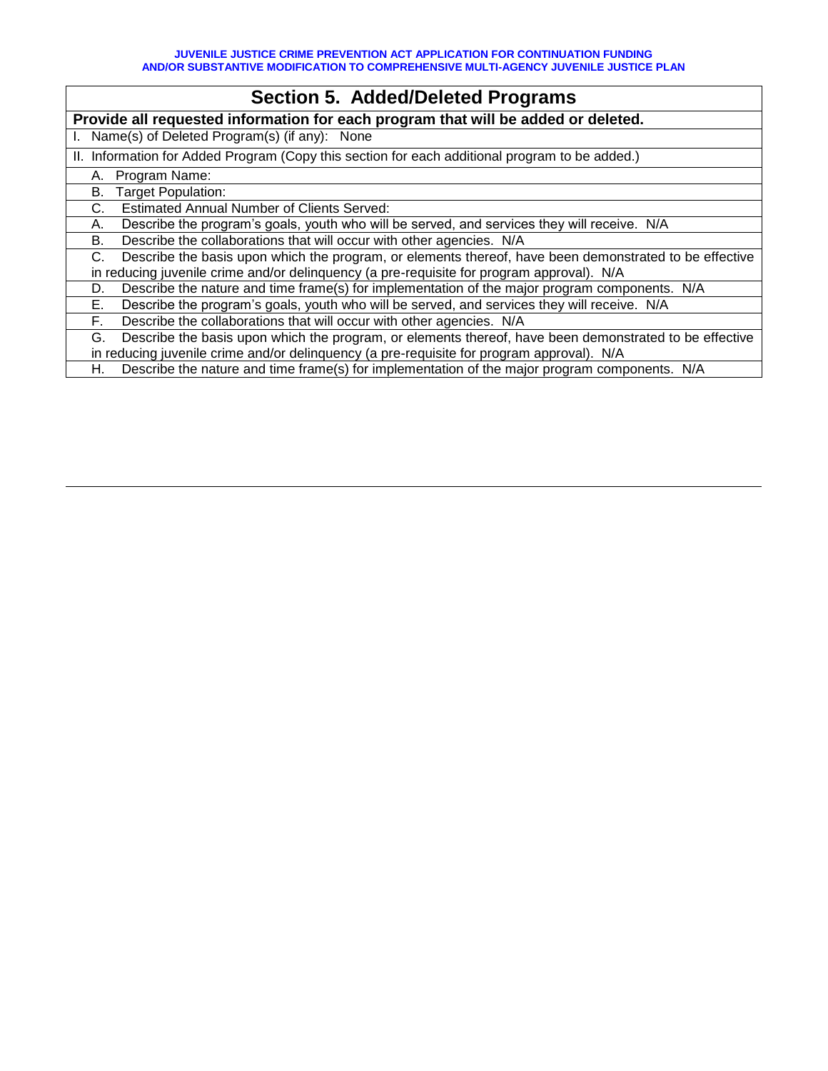JUVENILE JUSTICE CRIME PREVENTION ACT APPLICATION FOR CONTINUATION FUNDING AND/OR SUBSTANTIVE MODIFICATION TO COMPREHENSIVE MULTI-AGENCY JUVENILE JUSTICE PLAN

## Section 5. Added/Deleted Programs

**Provide all requested information for each program that will be added or deleted.**

I. Name(s) of Deleted Program(s) (if any): None

II. Information for Added Program (Copy this section for each additional program to be added.)

A. Program Name:

B. Target Population:

C. Estimated Annual Number of Clients Served:

A. Describe the program's goals, youth who will be served, and services they will receive. N/A

B. Describe the collaborations that will occur with other agencies. N/A

C. Describe the basis upon which the program, or elements thereof, have been demonstrated to be effective in reducing juvenile crime and/or delinquency (a pre-requisite for program approval). N/A

D. Describe the nature and time frame(s) for implementation of the major program components. N/A

E. Describe the program's goals, youth who will be served, and services they will receive. N/A

F. Describe the collaborations that will occur with other agencies. N/A

G. Describe the basis upon which the program, or elements thereof, have been demonstrated to be effective in reducing juvenile crime and/or delinquency (a pre-requisite for program approval). N/A

H. Describe the nature and time frame(s) for implementation of the major program components. N/A